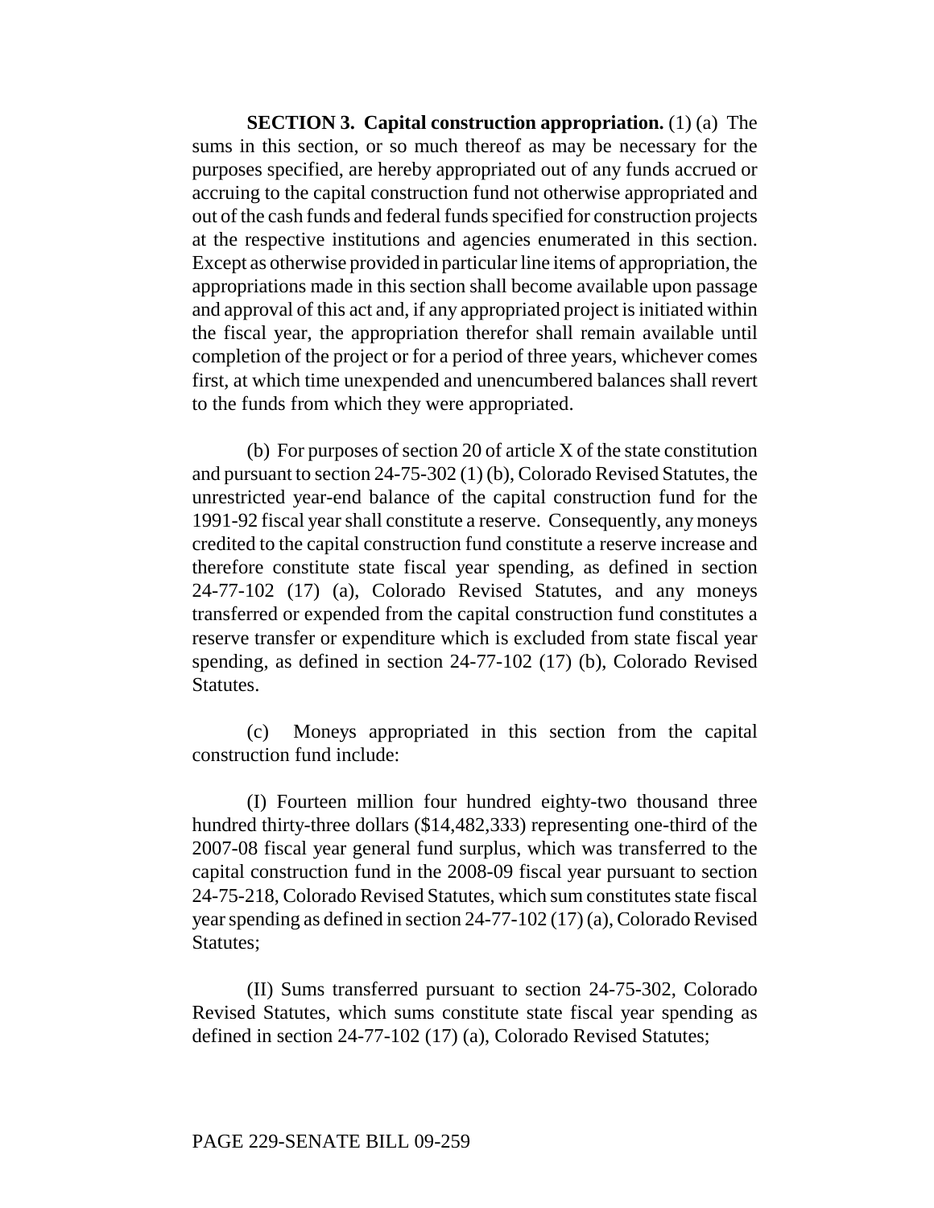**SECTION 3. Capital construction appropriation.** (1) (a) The sums in this section, or so much thereof as may be necessary for the purposes specified, are hereby appropriated out of any funds accrued or accruing to the capital construction fund not otherwise appropriated and out of the cash funds and federal funds specified for construction projects at the respective institutions and agencies enumerated in this section. Except as otherwise provided in particular line items of appropriation, the appropriations made in this section shall become available upon passage and approval of this act and, if any appropriated project is initiated within the fiscal year, the appropriation therefor shall remain available until completion of the project or for a period of three years, whichever comes first, at which time unexpended and unencumbered balances shall revert to the funds from which they were appropriated.

(b) For purposes of section 20 of article X of the state constitution and pursuant to section 24-75-302 (1) (b), Colorado Revised Statutes, the unrestricted year-end balance of the capital construction fund for the 1991-92 fiscal year shall constitute a reserve. Consequently, any moneys credited to the capital construction fund constitute a reserve increase and therefore constitute state fiscal year spending, as defined in section 24-77-102 (17) (a), Colorado Revised Statutes, and any moneys transferred or expended from the capital construction fund constitutes a reserve transfer or expenditure which is excluded from state fiscal year spending, as defined in section 24-77-102 (17) (b), Colorado Revised Statutes.

(c) Moneys appropriated in this section from the capital construction fund include:

(I) Fourteen million four hundred eighty-two thousand three hundred thirty-three dollars ($14,482,333) representing one-third of the 2007-08 fiscal year general fund surplus, which was transferred to the capital construction fund in the 2008-09 fiscal year pursuant to section 24-75-218, Colorado Revised Statutes, which sum constitutes state fiscal year spending as defined in section 24-77-102 (17) (a), Colorado Revised Statutes;

(II) Sums transferred pursuant to section 24-75-302, Colorado Revised Statutes, which sums constitute state fiscal year spending as defined in section 24-77-102 (17) (a), Colorado Revised Statutes;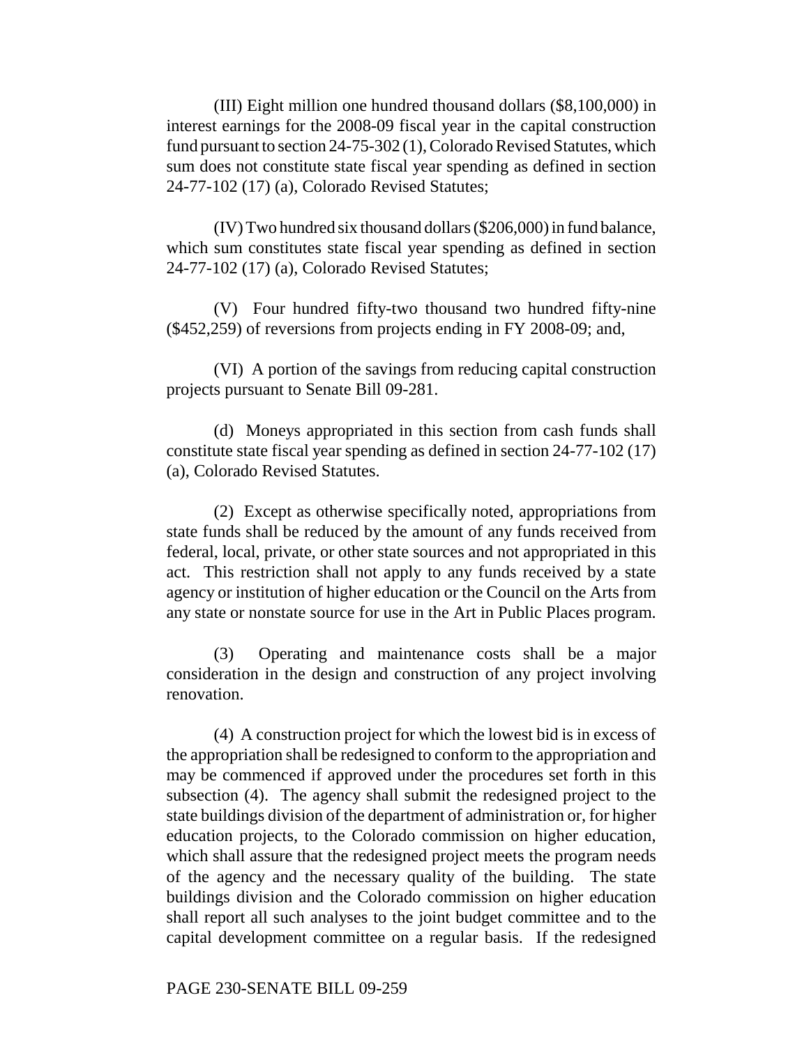(III) Eight million one hundred thousand dollars ($8,100,000) in interest earnings for the 2008-09 fiscal year in the capital construction fund pursuant to section 24-75-302 (1), Colorado Revised Statutes, which sum does not constitute state fiscal year spending as defined in section 24-77-102 (17) (a), Colorado Revised Statutes;

(IV) Two hundred six thousand dollars ($206,000) in fund balance, which sum constitutes state fiscal year spending as defined in section 24-77-102 (17) (a), Colorado Revised Statutes;

(V) Four hundred fifty-two thousand two hundred fifty-nine ($452,259) of reversions from projects ending in FY 2008-09; and,

(VI) A portion of the savings from reducing capital construction projects pursuant to Senate Bill 09-281.

(d) Moneys appropriated in this section from cash funds shall constitute state fiscal year spending as defined in section 24-77-102 (17) (a), Colorado Revised Statutes.

(2) Except as otherwise specifically noted, appropriations from state funds shall be reduced by the amount of any funds received from federal, local, private, or other state sources and not appropriated in this act. This restriction shall not apply to any funds received by a state agency or institution of higher education or the Council on the Arts from any state or nonstate source for use in the Art in Public Places program.

(3) Operating and maintenance costs shall be a major consideration in the design and construction of any project involving renovation.

(4) A construction project for which the lowest bid is in excess of the appropriation shall be redesigned to conform to the appropriation and may be commenced if approved under the procedures set forth in this subsection (4). The agency shall submit the redesigned project to the state buildings division of the department of administration or, for higher education projects, to the Colorado commission on higher education, which shall assure that the redesigned project meets the program needs of the agency and the necessary quality of the building. The state buildings division and the Colorado commission on higher education shall report all such analyses to the joint budget committee and to the capital development committee on a regular basis. If the redesigned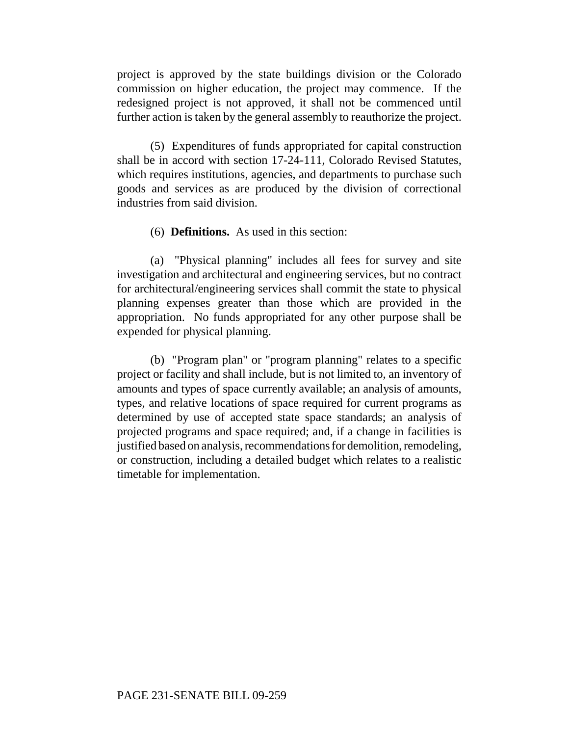project is approved by the state buildings division or the Colorado commission on higher education, the project may commence. If the redesigned project is not approved, it shall not be commenced until further action is taken by the general assembly to reauthorize the project.

(5) Expenditures of funds appropriated for capital construction shall be in accord with section 17-24-111, Colorado Revised Statutes, which requires institutions, agencies, and departments to purchase such goods and services as are produced by the division of correctional industries from said division.

(6) **Definitions.** As used in this section:

(a) "Physical planning" includes all fees for survey and site investigation and architectural and engineering services, but no contract for architectural/engineering services shall commit the state to physical planning expenses greater than those which are provided in the appropriation. No funds appropriated for any other purpose shall be expended for physical planning.

(b) "Program plan" or "program planning" relates to a specific project or facility and shall include, but is not limited to, an inventory of amounts and types of space currently available; an analysis of amounts, types, and relative locations of space required for current programs as determined by use of accepted state space standards; an analysis of projected programs and space required; and, if a change in facilities is justified based on analysis, recommendations for demolition, remodeling, or construction, including a detailed budget which relates to a realistic timetable for implementation.

PAGE 231-SENATE BILL 09-259